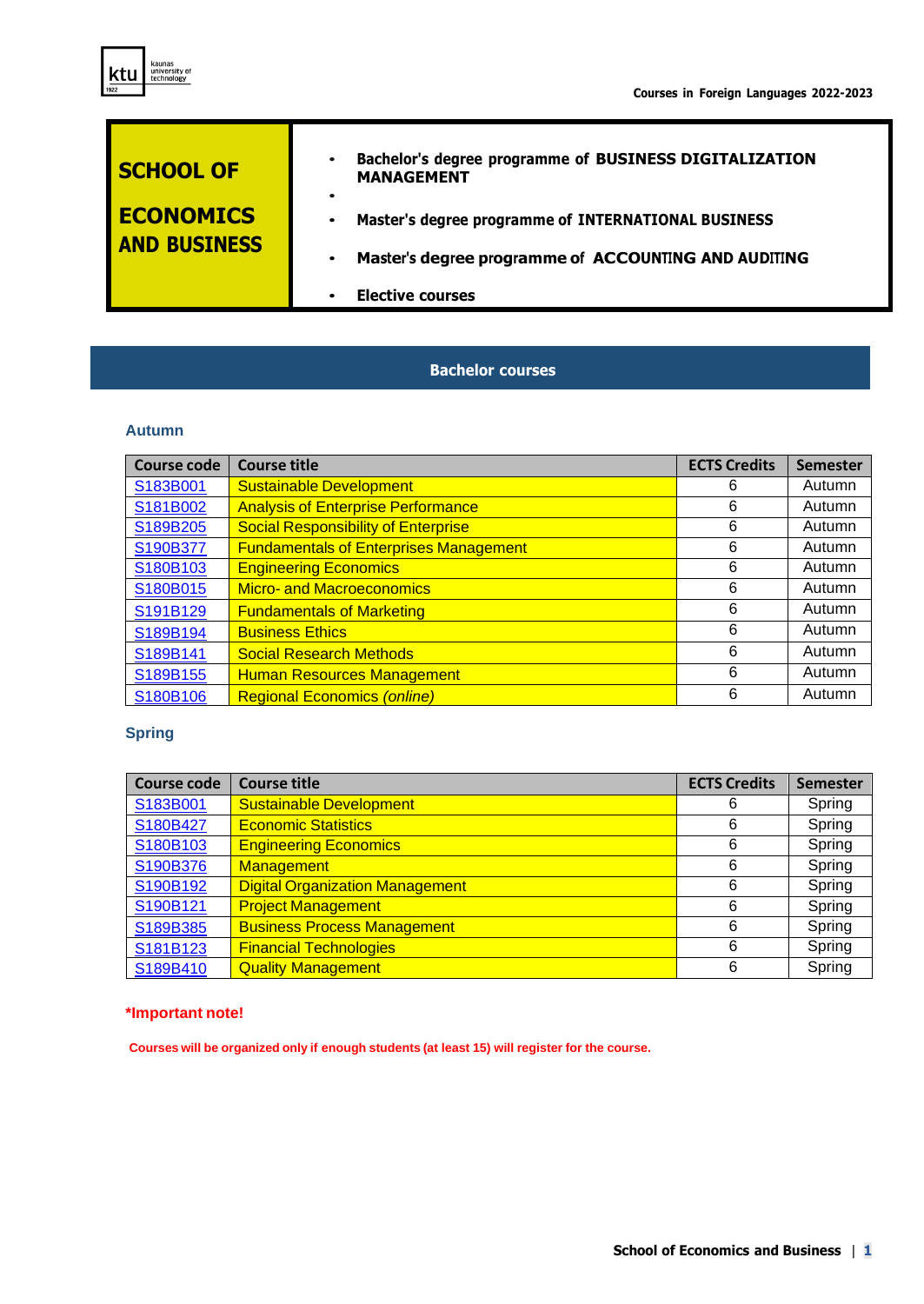## SCHOOL OF ECONOMICS AND BUSINESS

- **Bachelor's degree programme of BUSINESS DIGITALIZATION MANAGEMENT**
- **Master's degree programme of INTERNATIONAL BUSINESS**
- **Master's degree programme of ACCOUNTING AND AUDITING**
- **Elective courses**

## Bachelor courses

### Autumn

| Course code | Course title | ECTS Credits | Semester |
|---|---|---|---|
| S183B001 | Sustainable Development | 6 | Autumn |
| S181B002 | Analysis of Enterprise Performance | 6 | Autumn |
| S189B205 | Social Responsibility of Enterprise | 6 | Autumn |
| S190B377 | Fundamentals of Enterprises Management | 6 | Autumn |
| S180B103 | Engineering Economics | 6 | Autumn |
| S180B015 | Micro- and Macroeconomics | 6 | Autumn |
| S191B129 | Fundamentals of Marketing | 6 | Autumn |
| S189B194 | Business Ethics | 6 | Autumn |
| S189B141 | Social Research Methods | 6 | Autumn |
| S189B155 | Human Resources Management | 6 | Autumn |
| S180B106 | Regional Economics *(online)* | 6 | Autumn |

### Spring

| Course code | Course title | ECTS Credits | Semester |
|---|---|---|---|
| S183B001 | Sustainable Development | 6 | Spring |
| S180B427 | Economic Statistics | 6 | Spring |
| S180B103 | Engineering Economics | 6 | Spring |
| S190B376 | Management | 6 | Spring |
| S190B192 | Digital Organization Management | 6 | Spring |
| S190B121 | Project Management | 6 | Spring |
| S189B385 | Business Process Management | 6 | Spring |
| S181B123 | Financial Technologies | 6 | Spring |
| S189B410 | Quality Management | 6 | Spring |

**\*Important note!**

**Courses will be organized only if enough students (at least 15) will register for the course.**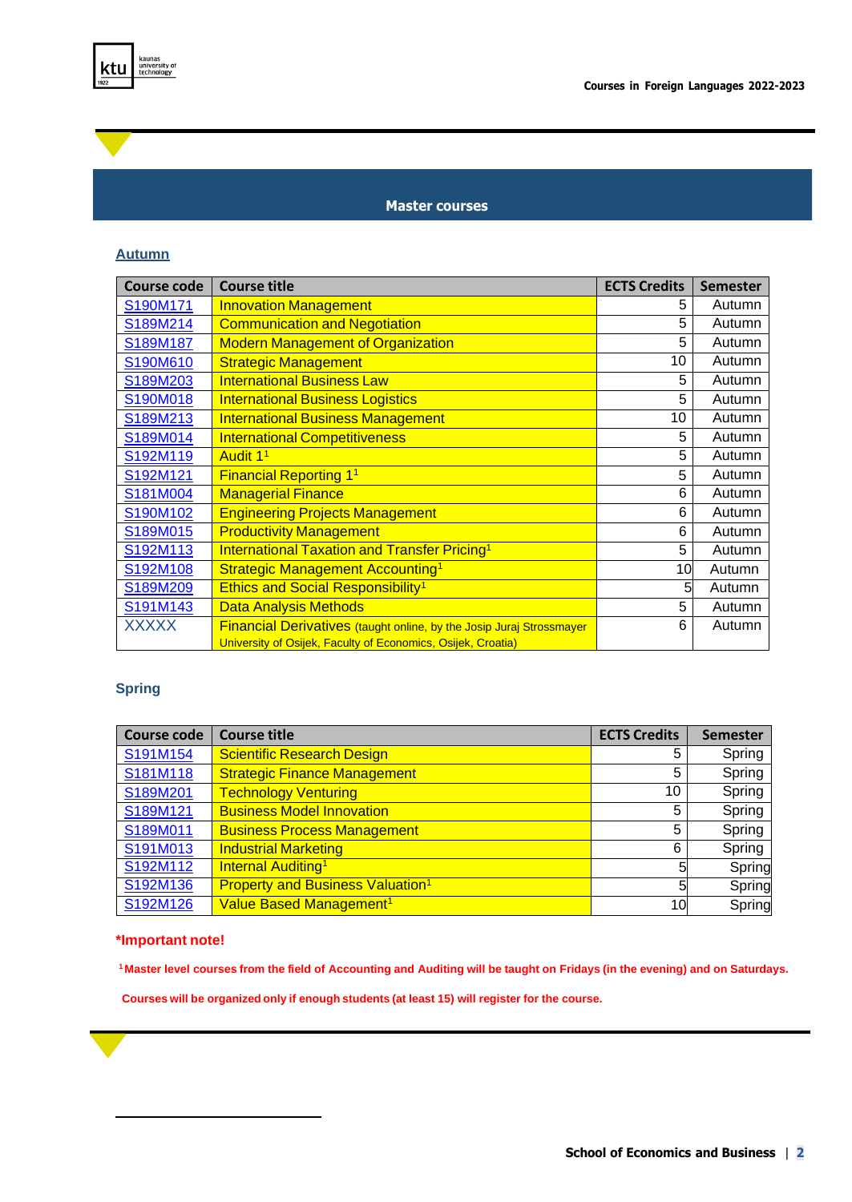## Master courses

### Autumn

| Course code | Course title | ECTS Credits | Semester |
|---|---|---|---|
| S190M171 | Innovation Management | 5 | Autumn |
| S189M214 | Communication and Negotiation | 5 | Autumn |
| S189M187 | Modern Management of Organization | 5 | Autumn |
| S190M610 | Strategic Management | 10 | Autumn |
| S189M203 | International Business Law | 5 | Autumn |
| S190M018 | International Business Logistics | 5 | Autumn |
| S189M213 | International Business Management | 10 | Autumn |
| S189M014 | International Competitiveness | 5 | Autumn |
| S192M119 | Audit 1[1] | 5 | Autumn |
| S192M121 | Financial Reporting 1[1] | 5 | Autumn |
| S181M004 | Managerial Finance | 6 | Autumn |
| S190M102 | Engineering Projects Management | 6 | Autumn |
| S189M015 | Productivity Management | 6 | Autumn |
| S192M113 | International Taxation and Transfer Pricing[1] | 5 | Autumn |
| S192M108 | Strategic Management Accounting[1] | 10 | Autumn |
| S189M209 | Ethics and Social Responsibility[1] | 5 | Autumn |
| S191M143 | Data Analysis Methods | 5 | Autumn |
| XXXXX | Financial Derivatives (taught online, by the Josip Juraj Strossmayer University of Osijek, Faculty of Economics, Osijek, Croatia) | 6 | Autumn |

### Spring

| Course code | Course title | ECTS Credits | Semester |
|---|---|---|---|
| S191M154 | Scientific Research Design | 5 | Spring |
| S181M118 | Strategic Finance Management | 5 | Spring |
| S189M201 | Technology Venturing | 10 | Spring |
| S189M121 | Business Model Innovation | 5 | Spring |
| S189M011 | Business Process Management | 5 | Spring |
| S191M013 | Industrial Marketing | 6 | Spring |
| S192M112 | Internal Auditing[1] | 5 | Spring |
| S192M136 | Property and Business Valuation[1] | 5 | Spring |
| S192M126 | Value Based Management[1] | 10 | Spring |

**\*Important note!**

**[1] Master level courses from the field of Accounting and Auditing will be taught on Fridays (in the evening) and on Saturdays.**

**Courses will be organized only if enough students (at least 15) will register for the course.**